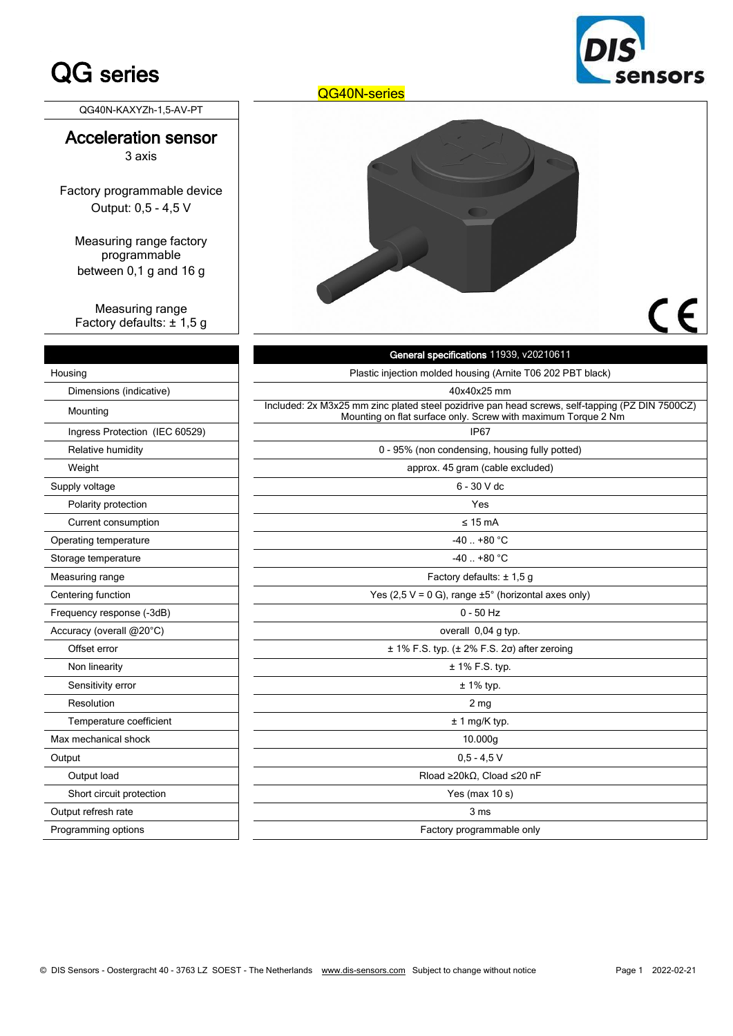# QG series

QG40N-series

QG40N-KAXYZh-1,5-AV-PT

## Acceleration sensor

3 axis

Factory programmable device

Output: 0,5 - 4,5 V

Measuring range factory programmable between 0,1 g and 16 g

Measuring range Factory defaults: ± 1,5 g

| | **General specifications** 11939, v20210611 |
|---|---|
| Housing | Plastic injection molded housing (Arnite T06 202 PBT black) |
| Dimensions (indicative) | 40x40x25 mm |
| Mounting | Included: 2x M3x25 mm zinc plated steel pozidrive pan head screws, self-tapping (PZ DIN 7500CZ) Mounting on flat surface only. Screw with maximum Torque 2 Nm |
| Ingress Protection (IEC 60529) | IP67 |
| Relative humidity | 0 - 95% (non condensing, housing fully potted) |
| Weight | approx. 45 gram (cable excluded) |
| Supply voltage | 6 - 30 V dc |
| Polarity protection | Yes |
| Current consumption | ≤ 15 mA |
| Operating temperature | -40 .. +80 °C |
| Storage temperature | -40 .. +80 °C |
| Measuring range | Factory defaults: ± 1,5 g |
| Centering function | Yes (2,5 V = 0 G), range ±5° (horizontal axes only) |
| Frequency response (-3dB) | 0 - 50 Hz |
| Accuracy (overall @20°C) | overall 0,04 g typ. |
| Offset error | ± 1% F.S. typ. (± 2% F.S. 2σ) after zeroing |
| Non linearity | ± 1% F.S. typ. |
| Sensitivity error | ± 1% typ. |
| Resolution | 2 mg |
| Temperature coefficient | ± 1 mg/K typ. |
| Max mechanical shock | 10.000g |
| Output | 0,5 - 4,5 V |
| Output load | Rload ≥20kΩ, Cload ≤20 nF |
| Short circuit protection | Yes (max 10 s) |
| Output refresh rate | 3 ms |
| Programming options | Factory programmable only |

© DIS Sensors - Oostergracht 40 - 3763 LZ SOEST - The Netherlands www.dis-sensors.com Subject to change without notice 2022-02-21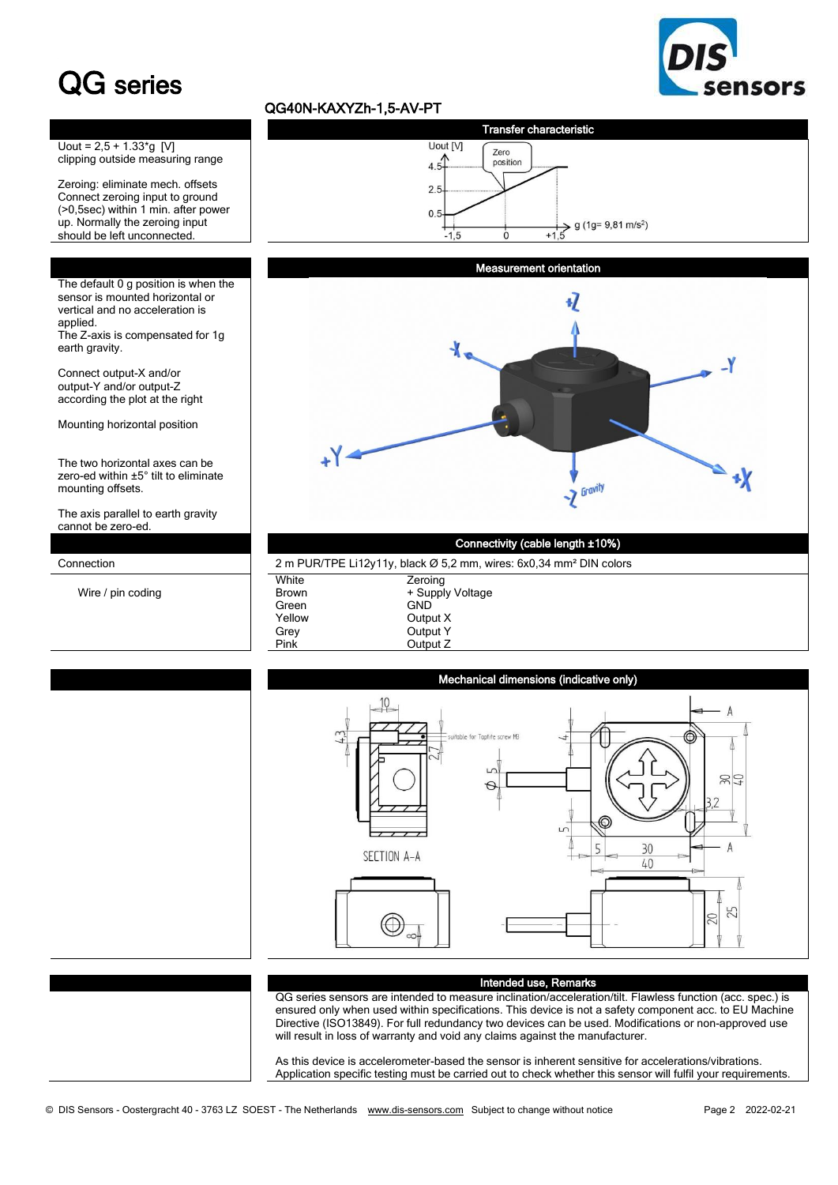# QG series

## QG40N-KAXYZh-1,5-AV-PT

### Transfer characteristic

Uout = 2,5 + 1.33*g [V]
clipping outside measuring range

Zeroing: eliminate mech. offsets
Connect zeroing input to ground (>0,5sec) within 1 min. after power up. Normally the zeroing input should be left unconnected.

Uout [V]
Zero position
4.5
2.5
0.5
-1,5
0
+1,5
g (1g= 9,81 m/s²)

### Measurement orientation

The default 0 g position is when the sensor is mounted horizontal or vertical and no acceleration is applied.
The Z-axis is compensated for 1g earth gravity.

Connect output-X and/or output-Y and/or output-Z according the plot at the right

Mounting horizontal position

The two horizontal axes can be zero-ed within ±5° tilt to eliminate mounting offsets.

The axis parallel to earth gravity cannot be zero-ed.

+Z
-X
-Y
+Y
+X
-Z Gravity

### Connectivity (cable length ±10%)

| | |
|---|---|
| Connection | 2 m PUR/TPE Li12y11y, black Ø 5,2 mm, wires: 6x0,34 mm² DIN colors |

Wire / pin coding

| | |
|---|---|
| White | Zeroing |
| Brown | + Supply Voltage |
| Green | GND |
| Yellow | Output X |
| Grey | Output Y |
| Pink | Output Z |

### Mechanical dimensions (indicative only)

10
4,3
2,7
suitable for Taptite screw M3
SECTION A-A
Ø 5
4
5
5
30
40
3,2
30
40
A
A
8
20
25

### Intended use, Remarks

QG series sensors are intended to measure inclination/acceleration/tilt. Flawless function (acc. spec.) is ensured only when used within specifications. This device is not a safety component acc. to EU Machine Directive (ISO13849). For full redundancy two devices can be used. Modifications or non-approved use will result in loss of warranty and void any claims against the manufacturer.

As this device is accelerometer-based the sensor is inherent sensitive for accelerations/vibrations. Application specific testing must be carried out to check whether this sensor will fulfil your requirements.

© DIS Sensors - Oostergracht 40 - 3763 LZ SOEST - The Netherlands www.dis-sensors.com Subject to change without notice 2022-02-21